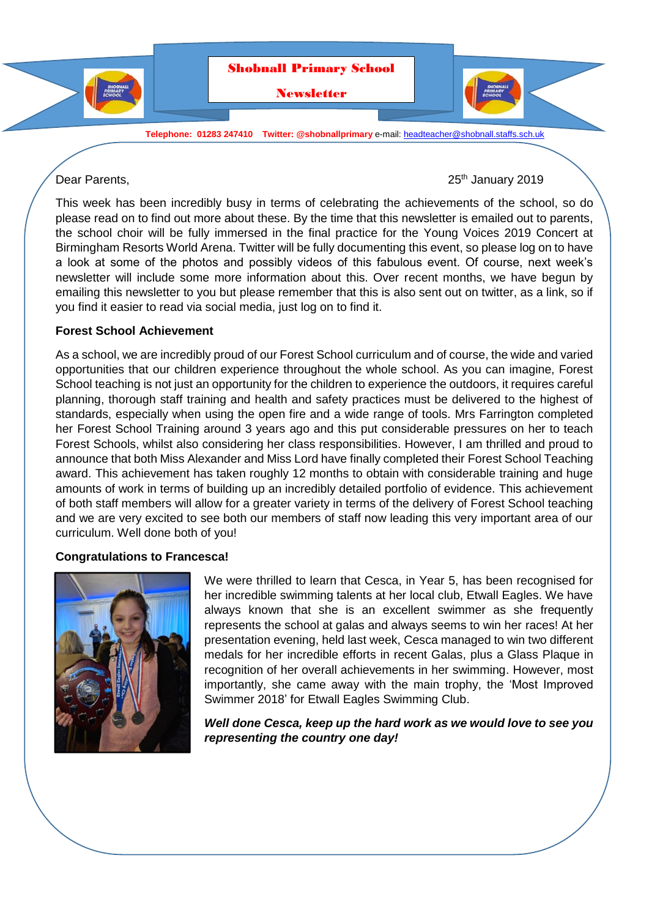# Shobnall Primary School

## Newsletter

**Telephone: 01283 247410 Twitter: @shobnallprimary** e-mail: headteacher@shobnall.staffs.sch.uk

Dear Parents,

25th January 2019

This week has been incredibly busy in terms of celebrating the achievements of the school, so do please read on to find out more about these. By the time that this newsletter is emailed out to parents, the school choir will be fully immersed in the final practice for the Young Voices 2019 Concert at Birmingham Resorts World Arena. Twitter will be fully documenting this event, so please log on to have a look at some of the photos and possibly videos of this fabulous event. Of course, next week's newsletter will include some more information about this. Over recent months, we have begun by emailing this newsletter to you but please remember that this is also sent out on twitter, as a link, so if you find it easier to read via social media, just log on to find it.

**Forest School Achievement**

As a school, we are incredibly proud of our Forest School curriculum and of course, the wide and varied opportunities that our children experience throughout the whole school. As you can imagine, Forest School teaching is not just an opportunity for the children to experience the outdoors, it requires careful planning, thorough staff training and health and safety practices must be delivered to the highest of standards, especially when using the open fire and a wide range of tools. Mrs Farrington completed her Forest School Training around 3 years ago and this put considerable pressures on her to teach Forest Schools, whilst also considering her class responsibilities. However, I am thrilled and proud to announce that both Miss Alexander and Miss Lord have finally completed their Forest School Teaching award. This achievement has taken roughly 12 months to obtain with considerable training and huge amounts of work in terms of building up an incredibly detailed portfolio of evidence. This achievement of both staff members will allow for a greater variety in terms of the delivery of Forest School teaching and we are very excited to see both our members of staff now leading this very important area of our curriculum. Well done both of you!

**Congratulations to Francesca!**

We were thrilled to learn that Cesca, in Year 5, has been recognised for her incredible swimming talents at her local club, Etwall Eagles. We have always known that she is an excellent swimmer as she frequently represents the school at galas and always seems to win her races! At her presentation evening, held last week, Cesca managed to win two different medals for her incredible efforts in recent Galas, plus a Glass Plaque in recognition of her overall achievements in her swimming. However, most importantly, she came away with the main trophy, the 'Most Improved Swimmer 2018' for Etwall Eagles Swimming Club.

***Well done Cesca, keep up the hard work as we would love to see you representing the country one day!***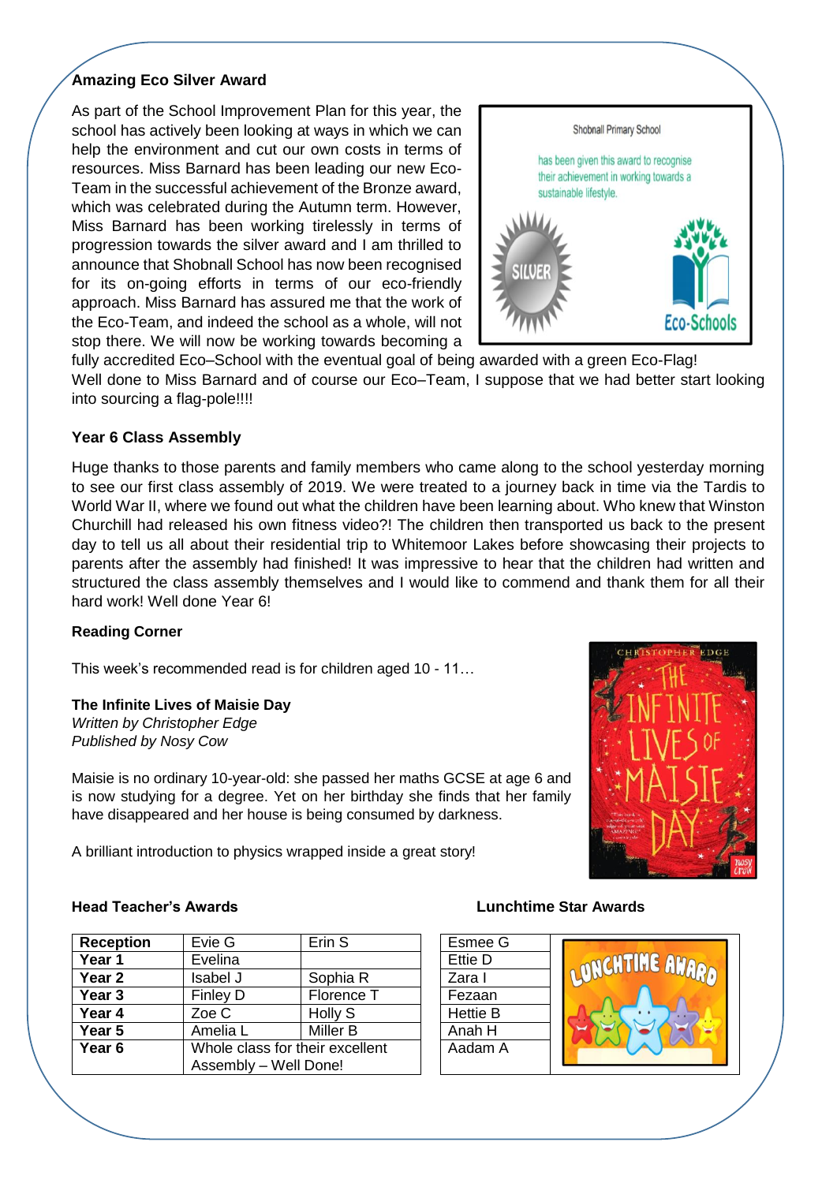**Amazing Eco Silver Award**

As part of the School Improvement Plan for this year, the school has actively been looking at ways in which we can help the environment and cut our own costs in terms of resources. Miss Barnard has been leading our new Eco-Team in the successful achievement of the Bronze award, which was celebrated during the Autumn term. However, Miss Barnard has been working tirelessly in terms of progression towards the silver award and I am thrilled to announce that Shobnall School has now been recognised for its on-going efforts in terms of our eco-friendly approach. Miss Barnard has assured me that the work of the Eco-Team, and indeed the school as a whole, will not stop there. We will now be working towards becoming a fully accredited Eco–School with the eventual goal of being awarded with a green Eco-Flag! Well done to Miss Barnard and of course our Eco–Team, I suppose that we had better start looking into sourcing a flag-pole!!!!

Shobnall Primary School

has been given this award to recognise their achievement in working towards a sustainable lifestyle.

SILVER

Eco-Schools

**Year 6 Class Assembly**

Huge thanks to those parents and family members who came along to the school yesterday morning to see our first class assembly of 2019. We were treated to a journey back in time via the Tardis to World War II, where we found out what the children have been learning about. Who knew that Winston Churchill had released his own fitness video?! The children then transported us back to the present day to tell us all about their residential trip to Whitemoor Lakes before showcasing their projects to parents after the assembly had finished! It was impressive to hear that the children had written and structured the class assembly themselves and I would like to commend and thank them for all their hard work! Well done Year 6!

**Reading Corner**

This week's recommended read is for children aged 10 - 11…

**The Infinite Lives of Maisie Day**
*Written by Christopher Edge*
*Published by Nosy Cow*

Maisie is no ordinary 10-year-old: she passed her maths GCSE at age 6 and is now studying for a degree. Yet on her birthday she finds that her family have disappeared and her house is being consumed by darkness.

A brilliant introduction to physics wrapped inside a great story!

**Head Teacher's Awards**

| | | |
|---|---|---|
| **Reception** | Evie G | Erin S |
| **Year 1** | Evelina | |
| **Year 2** | Isabel J | Sophia R |
| **Year 3** | Finley D | Florence T |
| **Year 4** | Zoe C | Holly S |
| **Year 5** | Amelia L | Miller B |
| **Year 6** | Whole class for their excellent Assembly – Well Done! | |

**Lunchtime Star Awards**

| |
|---|
| Esmee G |
| Ettie D |
| Zara I |
| Fezaan |
| Hettie B |
| Anah H |
| Aadam A |

LUNCHTIME AWARD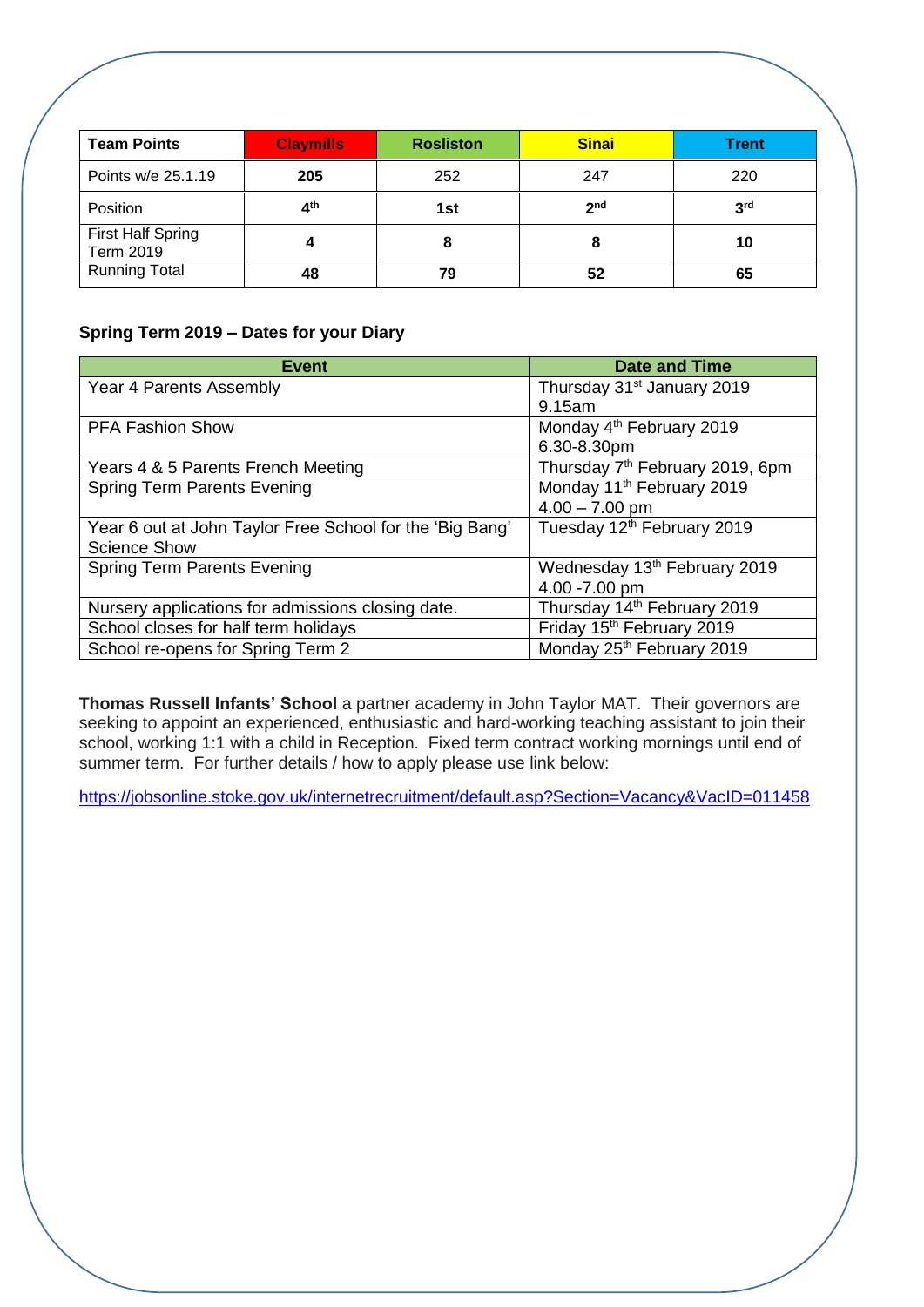| Team Points | Claymills | Rosliston | Sinai | Trent |
|---|---|---|---|---|
| Points w/e 25.1.19 | **205** | 252 | 247 | 220 |
| Position | **4th** | **1st** | **2nd** | **3rd** |
| First Half Spring Term 2019 | **4** | **8** | **8** | **10** |
| Running Total | **48** | **79** | **52** | **65** |

**Spring Term 2019 – Dates for your Diary**

| Event | Date and Time |
|---|---|
| Year 4 Parents Assembly | Thursday 31st January 2019 9.15am |
| PFA Fashion Show | Monday 4th February 2019 6.30-8.30pm |
| Years 4 & 5 Parents French Meeting | Thursday 7th February 2019, 6pm |
| Spring Term Parents Evening | Monday 11th February 2019 4.00 – 7.00 pm |
| Year 6 out at John Taylor Free School for the 'Big Bang' Science Show | Tuesday 12th February 2019 |
| Spring Term Parents Evening | Wednesday 13th February 2019 4.00 -7.00 pm |
| Nursery applications for admissions closing date. | Thursday 14th February 2019 |
| School closes for half term holidays | Friday 15th February 2019 |
| School re-opens for Spring Term 2 | Monday 25th February 2019 |

**Thomas Russell Infants' School** a partner academy in John Taylor MAT. Their governors are seeking to appoint an experienced, enthusiastic and hard-working teaching assistant to join their school, working 1:1 with a child in Reception. Fixed term contract working mornings until end of summer term. For further details / how to apply please use link below:

https://jobsonline.stoke.gov.uk/internetrecruitment/default.asp?Section=Vacancy&VacID=011458